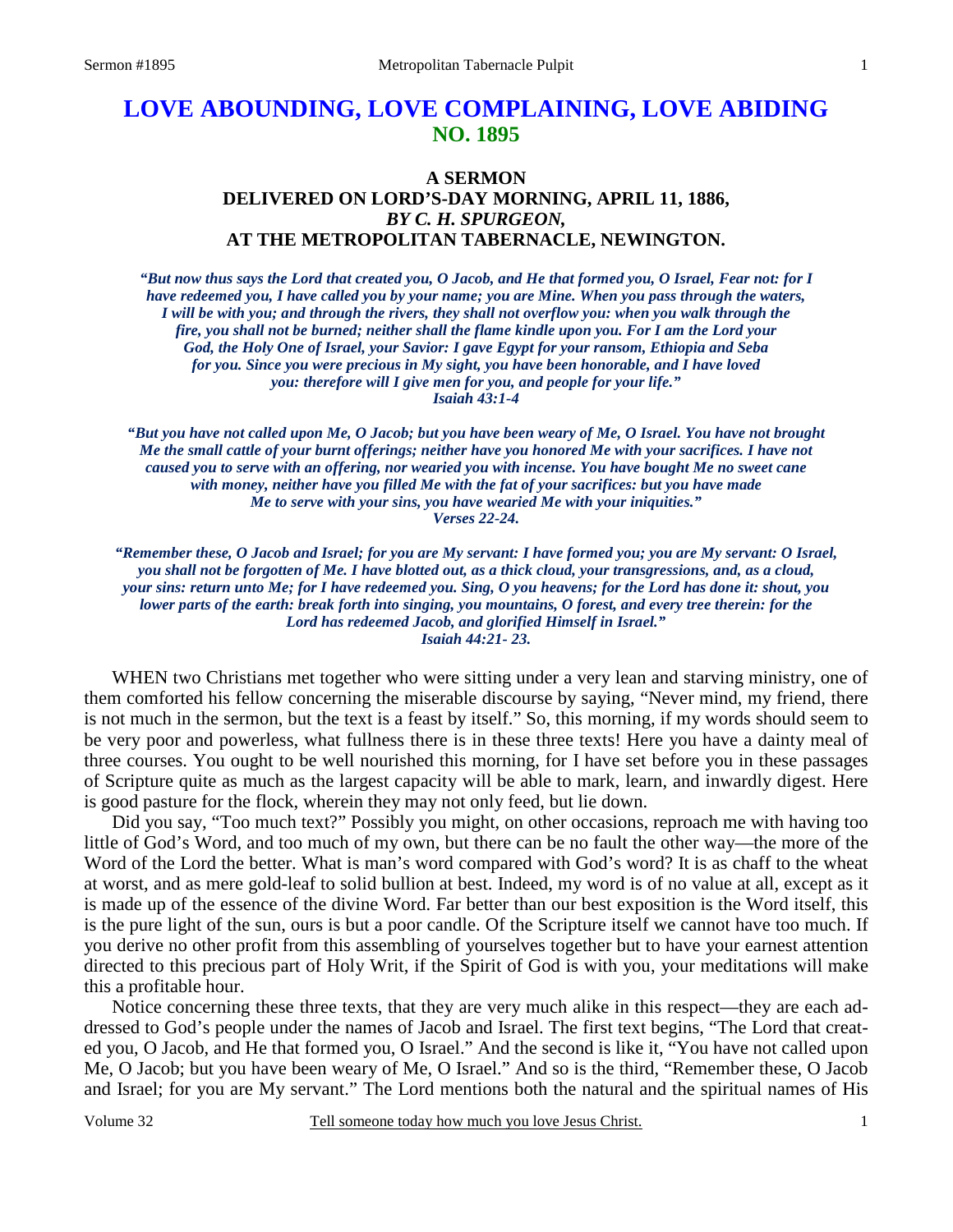# LOVE ABOUNDING, LOVE COMPLAINING, LOVE ABIDING
## NO. 1895

### A SERMON
### DELIVERED ON LORD'S-DAY MORNING, APRIL 11, 1886,
### *BY C. H. SPURGEON,*
### AT THE METROPOLITAN TABERNACLE, NEWINGTON.

***"But now thus says the Lord that created you, O Jacob, and He that formed you, O Israel, Fear not: for I have redeemed you, I have called you by your name; you are Mine. When you pass through the waters, I will be with you; and through the rivers, they shall not overflow you: when you walk through the fire, you shall not be burned; neither shall the flame kindle upon you. For I am the Lord your God, the Holy One of Israel, your Savior: I gave Egypt for your ransom, Ethiopia and Seba for you. Since you were precious in My sight, you have been honorable, and I have loved you: therefore will I give men for you, and people for your life."***
***Isaiah 43:1-4***

***"But you have not called upon Me, O Jacob; but you have been weary of Me, O Israel. You have not brought Me the small cattle of your burnt offerings; neither have you honored Me with your sacrifices. I have not caused you to serve with an offering, nor wearied you with incense. You have bought Me no sweet cane with money, neither have you filled Me with the fat of your sacrifices: but you have made Me to serve with your sins, you have wearied Me with your iniquities."***
***Verses 22-24.***

***"Remember these, O Jacob and Israel; for you are My servant: I have formed you; you are My servant: O Israel, you shall not be forgotten of Me. I have blotted out, as a thick cloud, your transgressions, and, as a cloud, your sins: return unto Me; for I have redeemed you. Sing, O you heavens; for the Lord has done it: shout, you lower parts of the earth: break forth into singing, you mountains, O forest, and every tree therein: for the Lord has redeemed Jacob, and glorified Himself in Israel."***
***Isaiah 44:21- 23.***

WHEN two Christians met together who were sitting under a very lean and starving ministry, one of them comforted his fellow concerning the miserable discourse by saying, "Never mind, my friend, there is not much in the sermon, but the text is a feast by itself." So, this morning, if my words should seem to be very poor and powerless, what fullness there is in these three texts! Here you have a dainty meal of three courses. You ought to be well nourished this morning, for I have set before you in these passages of Scripture quite as much as the largest capacity will be able to mark, learn, and inwardly digest. Here is good pasture for the flock, wherein they may not only feed, but lie down.

Did you say, "Too much text?" Possibly you might, on other occasions, reproach me with having too little of God's Word, and too much of my own, but there can be no fault the other way—the more of the Word of the Lord the better. What is man's word compared with God's word? It is as chaff to the wheat at worst, and as mere gold-leaf to solid bullion at best. Indeed, my word is of no value at all, except as it is made up of the essence of the divine Word. Far better than our best exposition is the Word itself, this is the pure light of the sun, ours is but a poor candle. Of the Scripture itself we cannot have too much. If you derive no other profit from this assembling of yourselves together but to have your earnest attention directed to this precious part of Holy Writ, if the Spirit of God is with you, your meditations will make this a profitable hour.

Notice concerning these three texts, that they are very much alike in this respect—they are each addressed to God's people under the names of Jacob and Israel. The first text begins, "The Lord that created you, O Jacob, and He that formed you, O Israel." And the second is like it, "You have not called upon Me, O Jacob; but you have been weary of Me, O Israel." And so is the third, "Remember these, O Jacob and Israel; for you are My servant." The Lord mentions both the natural and the spiritual names of His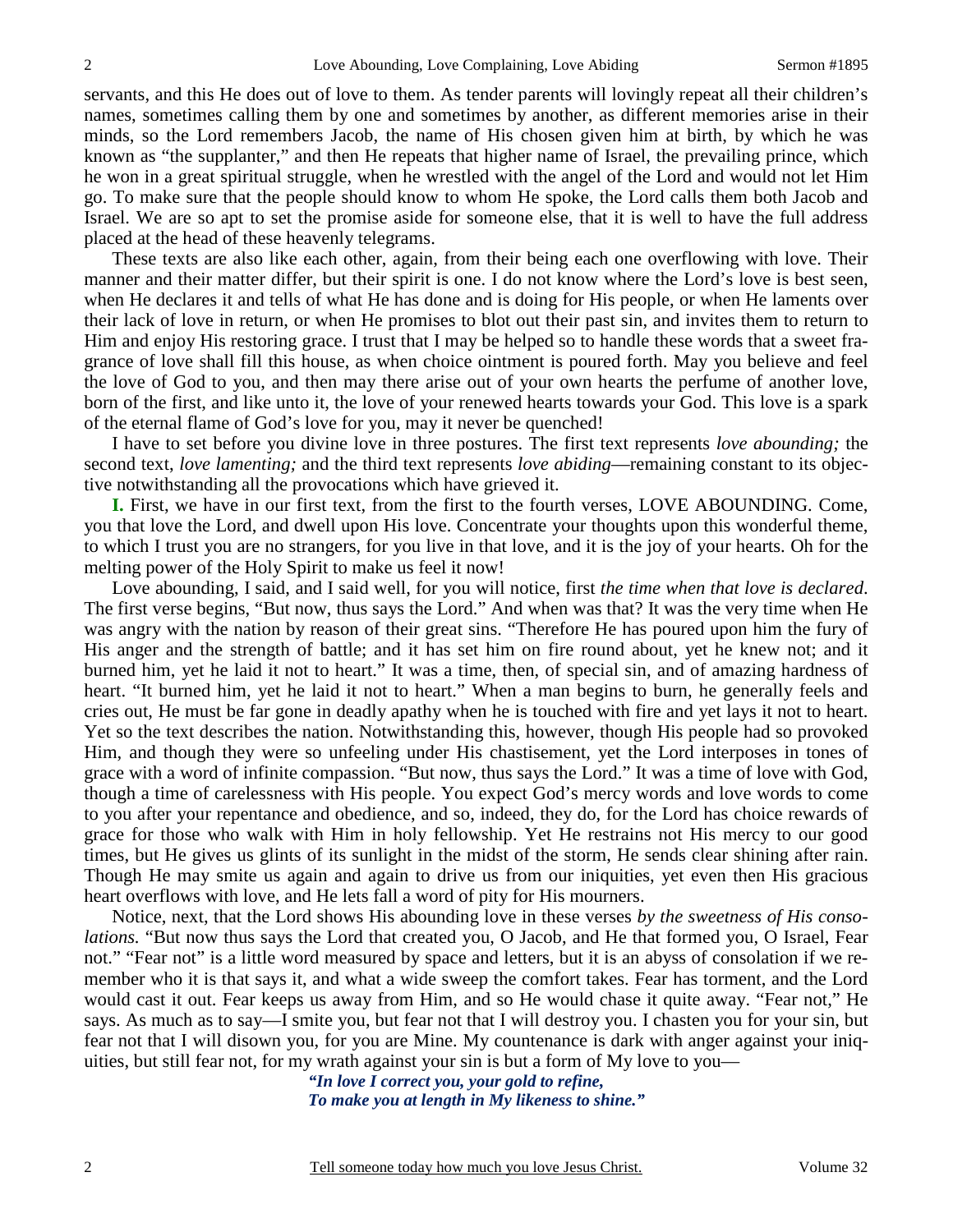servants, and this He does out of love to them. As tender parents will lovingly repeat all their children's names, sometimes calling them by one and sometimes by another, as different memories arise in their minds, so the Lord remembers Jacob, the name of His chosen given him at birth, by which he was known as "the supplanter," and then He repeats that higher name of Israel, the prevailing prince, which he won in a great spiritual struggle, when he wrestled with the angel of the Lord and would not let Him go. To make sure that the people should know to whom He spoke, the Lord calls them both Jacob and Israel. We are so apt to set the promise aside for someone else, that it is well to have the full address placed at the head of these heavenly telegrams.

These texts are also like each other, again, from their being each one overflowing with love. Their manner and their matter differ, but their spirit is one. I do not know where the Lord's love is best seen, when He declares it and tells of what He has done and is doing for His people, or when He laments over their lack of love in return, or when He promises to blot out their past sin, and invites them to return to Him and enjoy His restoring grace. I trust that I may be helped so to handle these words that a sweet fragrance of love shall fill this house, as when choice ointment is poured forth. May you believe and feel the love of God to you, and then may there arise out of your own hearts the perfume of another love, born of the first, and like unto it, the love of your renewed hearts towards your God. This love is a spark of the eternal flame of God's love for you, may it never be quenched!

I have to set before you divine love in three postures. The first text represents *love abounding;* the second text, *love lamenting;* and the third text represents *love abiding*—remaining constant to its objective notwithstanding all the provocations which have grieved it.

**I.** First, we have in our first text, from the first to the fourth verses, LOVE ABOUNDING. Come, you that love the Lord, and dwell upon His love. Concentrate your thoughts upon this wonderful theme, to which I trust you are no strangers, for you live in that love, and it is the joy of your hearts. Oh for the melting power of the Holy Spirit to make us feel it now!

Love abounding, I said, and I said well, for you will notice, first *the time when that love is declared*. The first verse begins, "But now, thus says the Lord." And when was that? It was the very time when He was angry with the nation by reason of their great sins. "Therefore He has poured upon him the fury of His anger and the strength of battle; and it has set him on fire round about, yet he knew not; and it burned him, yet he laid it not to heart." It was a time, then, of special sin, and of amazing hardness of heart. "It burned him, yet he laid it not to heart." When a man begins to burn, he generally feels and cries out, He must be far gone in deadly apathy when he is touched with fire and yet lays it not to heart. Yet so the text describes the nation. Notwithstanding this, however, though His people had so provoked Him, and though they were so unfeeling under His chastisement, yet the Lord interposes in tones of grace with a word of infinite compassion. "But now, thus says the Lord." It was a time of love with God, though a time of carelessness with His people. You expect God's mercy words and love words to come to you after your repentance and obedience, and so, indeed, they do, for the Lord has choice rewards of grace for those who walk with Him in holy fellowship. Yet He restrains not His mercy to our good times, but He gives us glints of its sunlight in the midst of the storm, He sends clear shining after rain. Though He may smite us again and again to drive us from our iniquities, yet even then His gracious heart overflows with love, and He lets fall a word of pity for His mourners.

Notice, next, that the Lord shows His abounding love in these verses *by the sweetness of His consolations.* "But now thus says the Lord that created you, O Jacob, and He that formed you, O Israel, Fear not." "Fear not" is a little word measured by space and letters, but it is an abyss of consolation if we remember who it is that says it, and what a wide sweep the comfort takes. Fear has torment, and the Lord would cast it out. Fear keeps us away from Him, and so He would chase it quite away. "Fear not," He says. As much as to say—I smite you, but fear not that I will destroy you. I chasten you for your sin, but fear not that I will disown you, for you are Mine. My countenance is dark with anger against your iniquities, but still fear not, for my wrath against your sin is but a form of My love to you—

*"In love I correct you, your gold to refine,*
*To make you at length in My likeness to shine."*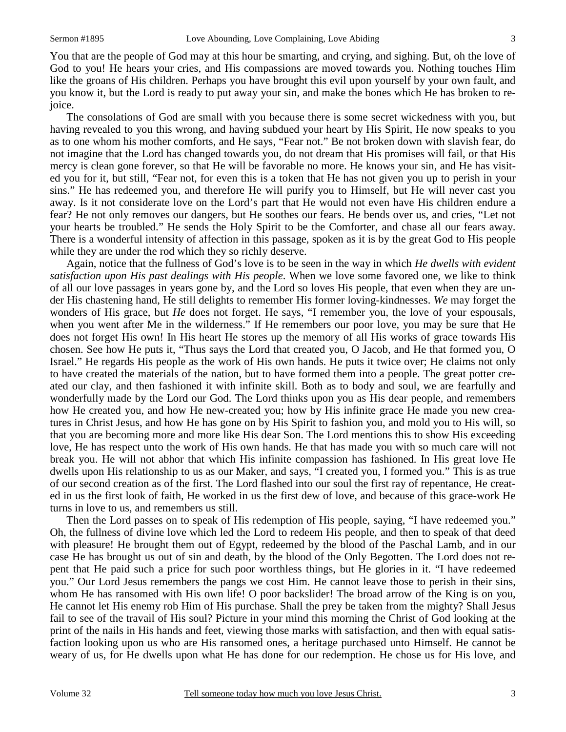You that are the people of God may at this hour be smarting, and crying, and sighing. But, oh the love of God to you! He hears your cries, and His compassions are moved towards you. Nothing touches Him like the groans of His children. Perhaps you have brought this evil upon yourself by your own fault, and you know it, but the Lord is ready to put away your sin, and make the bones which He has broken to rejoice.

The consolations of God are small with you because there is some secret wickedness with you, but having revealed to you this wrong, and having subdued your heart by His Spirit, He now speaks to you as to one whom his mother comforts, and He says, "Fear not." Be not broken down with slavish fear, do not imagine that the Lord has changed towards you, do not dream that His promises will fail, or that His mercy is clean gone forever, so that He will be favorable no more. He knows your sin, and He has visited you for it, but still, "Fear not, for even this is a token that He has not given you up to perish in your sins." He has redeemed you, and therefore He will purify you to Himself, but He will never cast you away. Is it not considerate love on the Lord's part that He would not even have His children endure a fear? He not only removes our dangers, but He soothes our fears. He bends over us, and cries, "Let not your hearts be troubled." He sends the Holy Spirit to be the Comforter, and chase all our fears away. There is a wonderful intensity of affection in this passage, spoken as it is by the great God to His people while they are under the rod which they so richly deserve.

Again, notice that the fullness of God's love is to be seen in the way in which *He dwells with evident satisfaction upon His past dealings with His people*. When we love some favored one, we like to think of all our love passages in years gone by, and the Lord so loves His people, that even when they are under His chastening hand, He still delights to remember His former loving-kindnesses. *We* may forget the wonders of His grace, but *He* does not forget. He says, "I remember you, the love of your espousals, when you went after Me in the wilderness." If He remembers our poor love, you may be sure that He does not forget His own! In His heart He stores up the memory of all His works of grace towards His chosen. See how He puts it, "Thus says the Lord that created you, O Jacob, and He that formed you, O Israel." He regards His people as the work of His own hands. He puts it twice over; He claims not only to have created the materials of the nation, but to have formed them into a people. The great potter created our clay, and then fashioned it with infinite skill. Both as to body and soul, we are fearfully and wonderfully made by the Lord our God. The Lord thinks upon you as His dear people, and remembers how He created you, and how He new-created you; how by His infinite grace He made you new creatures in Christ Jesus, and how He has gone on by His Spirit to fashion you, and mold you to His will, so that you are becoming more and more like His dear Son. The Lord mentions this to show His exceeding love, He has respect unto the work of His own hands. He that has made you with so much care will not break you. He will not abhor that which His infinite compassion has fashioned. In His great love He dwells upon His relationship to us as our Maker, and says, "I created you, I formed you." This is as true of our second creation as of the first. The Lord flashed into our soul the first ray of repentance, He created in us the first look of faith, He worked in us the first dew of love, and because of this grace-work He turns in love to us, and remembers us still.

Then the Lord passes on to speak of His redemption of His people, saying, "I have redeemed you." Oh, the fullness of divine love which led the Lord to redeem His people, and then to speak of that deed with pleasure! He brought them out of Egypt, redeemed by the blood of the Paschal Lamb, and in our case He has brought us out of sin and death, by the blood of the Only Begotten. The Lord does not repent that He paid such a price for such poor worthless things, but He glories in it. "I have redeemed you." Our Lord Jesus remembers the pangs we cost Him. He cannot leave those to perish in their sins, whom He has ransomed with His own life! O poor backslider! The broad arrow of the King is on you, He cannot let His enemy rob Him of His purchase. Shall the prey be taken from the mighty? Shall Jesus fail to see of the travail of His soul? Picture in your mind this morning the Christ of God looking at the print of the nails in His hands and feet, viewing those marks with satisfaction, and then with equal satisfaction looking upon us who are His ransomed ones, a heritage purchased unto Himself. He cannot be weary of us, for He dwells upon what He has done for our redemption. He chose us for His love, and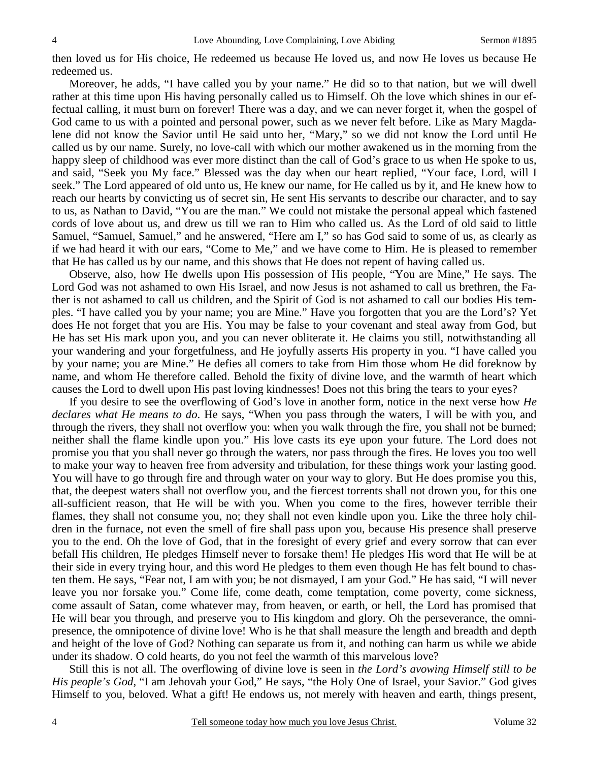then loved us for His choice, He redeemed us because He loved us, and now He loves us because He redeemed us.

Moreover, he adds, "I have called you by your name." He did so to that nation, but we will dwell rather at this time upon His having personally called us to Himself. Oh the love which shines in our effectual calling, it must burn on forever! There was a day, and we can never forget it, when the gospel of God came to us with a pointed and personal power, such as we never felt before. Like as Mary Magdalene did not know the Savior until He said unto her, "Mary," so we did not know the Lord until He called us by our name. Surely, no love-call with which our mother awakened us in the morning from the happy sleep of childhood was ever more distinct than the call of God's grace to us when He spoke to us, and said, "Seek you My face." Blessed was the day when our heart replied, "Your face, Lord, will I seek." The Lord appeared of old unto us, He knew our name, for He called us by it, and He knew how to reach our hearts by convicting us of secret sin, He sent His servants to describe our character, and to say to us, as Nathan to David, "You are the man." We could not mistake the personal appeal which fastened cords of love about us, and drew us till we ran to Him who called us. As the Lord of old said to little Samuel, "Samuel, Samuel," and he answered, "Here am I," so has God said to some of us, as clearly as if we had heard it with our ears, "Come to Me," and we have come to Him. He is pleased to remember that He has called us by our name, and this shows that He does not repent of having called us.

Observe, also, how He dwells upon His possession of His people, "You are Mine," He says. The Lord God was not ashamed to own His Israel, and now Jesus is not ashamed to call us brethren, the Father is not ashamed to call us children, and the Spirit of God is not ashamed to call our bodies His temples. "I have called you by your name; you are Mine." Have you forgotten that you are the Lord's? Yet does He not forget that you are His. You may be false to your covenant and steal away from God, but He has set His mark upon you, and you can never obliterate it. He claims you still, notwithstanding all your wandering and your forgetfulness, and He joyfully asserts His property in you. "I have called you by your name; you are Mine." He defies all comers to take from Him those whom He did foreknow by name, and whom He therefore called. Behold the fixity of divine love, and the warmth of heart which causes the Lord to dwell upon His past loving kindnesses! Does not this bring the tears to your eyes?

If you desire to see the overflowing of God's love in another form, notice in the next verse how *He declares what He means to do*. He says, "When you pass through the waters, I will be with you, and through the rivers, they shall not overflow you: when you walk through the fire, you shall not be burned; neither shall the flame kindle upon you." His love casts its eye upon your future. The Lord does not promise you that you shall never go through the waters, nor pass through the fires. He loves you too well to make your way to heaven free from adversity and tribulation, for these things work your lasting good. You will have to go through fire and through water on your way to glory. But He does promise you this, that, the deepest waters shall not overflow you, and the fiercest torrents shall not drown you, for this one all-sufficient reason, that He will be with you. When you come to the fires, however terrible their flames, they shall not consume you, no; they shall not even kindle upon you. Like the three holy children in the furnace, not even the smell of fire shall pass upon you, because His presence shall preserve you to the end. Oh the love of God, that in the foresight of every grief and every sorrow that can ever befall His children, He pledges Himself never to forsake them! He pledges His word that He will be at their side in every trying hour, and this word He pledges to them even though He has felt bound to chasten them. He says, "Fear not, I am with you; be not dismayed, I am your God." He has said, "I will never leave you nor forsake you." Come life, come death, come temptation, come poverty, come sickness, come assault of Satan, come whatever may, from heaven, or earth, or hell, the Lord has promised that He will bear you through, and preserve you to His kingdom and glory. Oh the perseverance, the omnipresence, the omnipotence of divine love! Who is he that shall measure the length and breadth and depth and height of the love of God? Nothing can separate us from it, and nothing can harm us while we abide under its shadow. O cold hearts, do you not feel the warmth of this marvelous love?

Still this is not all. The overflowing of divine love is seen in *the Lord's avowing Himself still to be His people's God*, "I am Jehovah your God," He says, "the Holy One of Israel, your Savior." God gives Himself to you, beloved. What a gift! He endows us, not merely with heaven and earth, things present,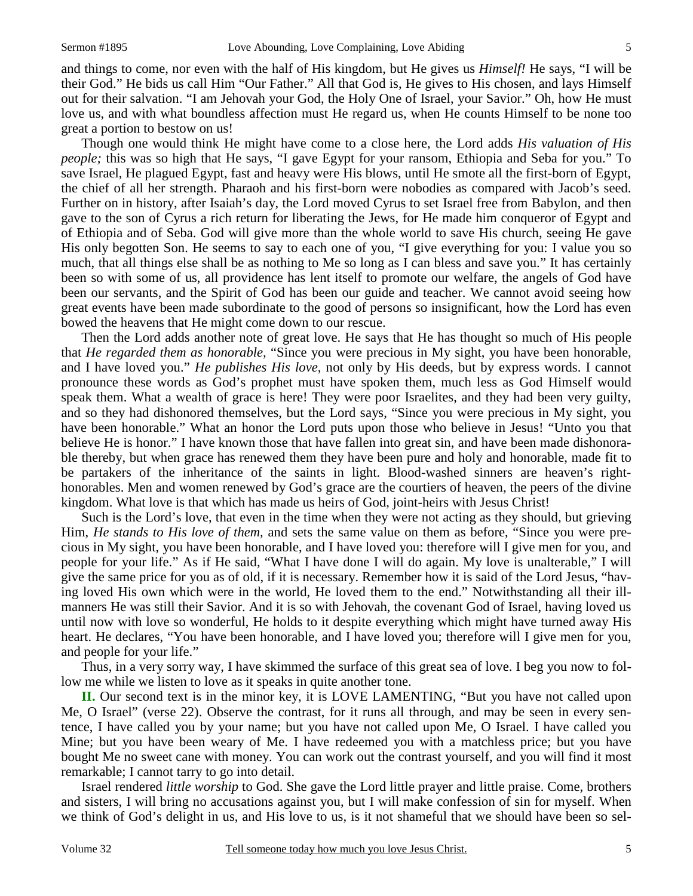and things to come, nor even with the half of His kingdom, but He gives us *Himself!* He says, "I will be their God." He bids us call Him "Our Father." All that God is, He gives to His chosen, and lays Himself out for their salvation. "I am Jehovah your God, the Holy One of Israel, your Savior." Oh, how He must love us, and with what boundless affection must He regard us, when He counts Himself to be none too great a portion to bestow on us!

Though one would think He might have come to a close here, the Lord adds *His valuation of His people;* this was so high that He says, "I gave Egypt for your ransom, Ethiopia and Seba for you." To save Israel, He plagued Egypt, fast and heavy were His blows, until He smote all the first-born of Egypt, the chief of all her strength. Pharaoh and his first-born were nobodies as compared with Jacob's seed. Further on in history, after Isaiah's day, the Lord moved Cyrus to set Israel free from Babylon, and then gave to the son of Cyrus a rich return for liberating the Jews, for He made him conqueror of Egypt and of Ethiopia and of Seba. God will give more than the whole world to save His church, seeing He gave His only begotten Son. He seems to say to each one of you, "I give everything for you: I value you so much, that all things else shall be as nothing to Me so long as I can bless and save you." It has certainly been so with some of us, all providence has lent itself to promote our welfare, the angels of God have been our servants, and the Spirit of God has been our guide and teacher. We cannot avoid seeing how great events have been made subordinate to the good of persons so insignificant, how the Lord has even bowed the heavens that He might come down to our rescue.

Then the Lord adds another note of great love. He says that He has thought so much of His people that *He regarded them as honorable,* "Since you were precious in My sight, you have been honorable, and I have loved you." *He publishes His love,* not only by His deeds, but by express words. I cannot pronounce these words as God's prophet must have spoken them, much less as God Himself would speak them. What a wealth of grace is here! They were poor Israelites, and they had been very guilty, and so they had dishonored themselves, but the Lord says, "Since you were precious in My sight, you have been honorable." What an honor the Lord puts upon those who believe in Jesus! "Unto you that believe He is honor." I have known those that have fallen into great sin, and have been made dishonorable thereby, but when grace has renewed them they have been pure and holy and honorable, made fit to be partakers of the inheritance of the saints in light. Blood-washed sinners are heaven's right-honorables. Men and women renewed by God's grace are the courtiers of heaven, the peers of the divine kingdom. What love is that which has made us heirs of God, joint-heirs with Jesus Christ!

Such is the Lord's love, that even in the time when they were not acting as they should, but grieving Him, *He stands to His love of them,* and sets the same value on them as before, "Since you were precious in My sight, you have been honorable, and I have loved you: therefore will I give men for you, and people for your life." As if He said, "What I have done I will do again. My love is unalterable," I will give the same price for you as of old, if it is necessary. Remember how it is said of the Lord Jesus, "having loved His own which were in the world, He loved them to the end." Notwithstanding all their ill-manners He was still their Savior. And it is so with Jehovah, the covenant God of Israel, having loved us until now with love so wonderful, He holds to it despite everything which might have turned away His heart. He declares, "You have been honorable, and I have loved you; therefore will I give men for you, and people for your life."

Thus, in a very sorry way, I have skimmed the surface of this great sea of love. I beg you now to follow me while we listen to love as it speaks in quite another tone.

**II.** Our second text is in the minor key, it is LOVE LAMENTING, "But you have not called upon Me, O Israel" (verse 22). Observe the contrast, for it runs all through, and may be seen in every sentence, I have called you by your name; but you have not called upon Me, O Israel. I have called you Mine; but you have been weary of Me. I have redeemed you with a matchless price; but you have bought Me no sweet cane with money. You can work out the contrast yourself, and you will find it most remarkable; I cannot tarry to go into detail.

Israel rendered *little worship* to God. She gave the Lord little prayer and little praise. Come, brothers and sisters, I will bring no accusations against you, but I will make confession of sin for myself. When we think of God's delight in us, and His love to us, is it not shameful that we should have been so sel-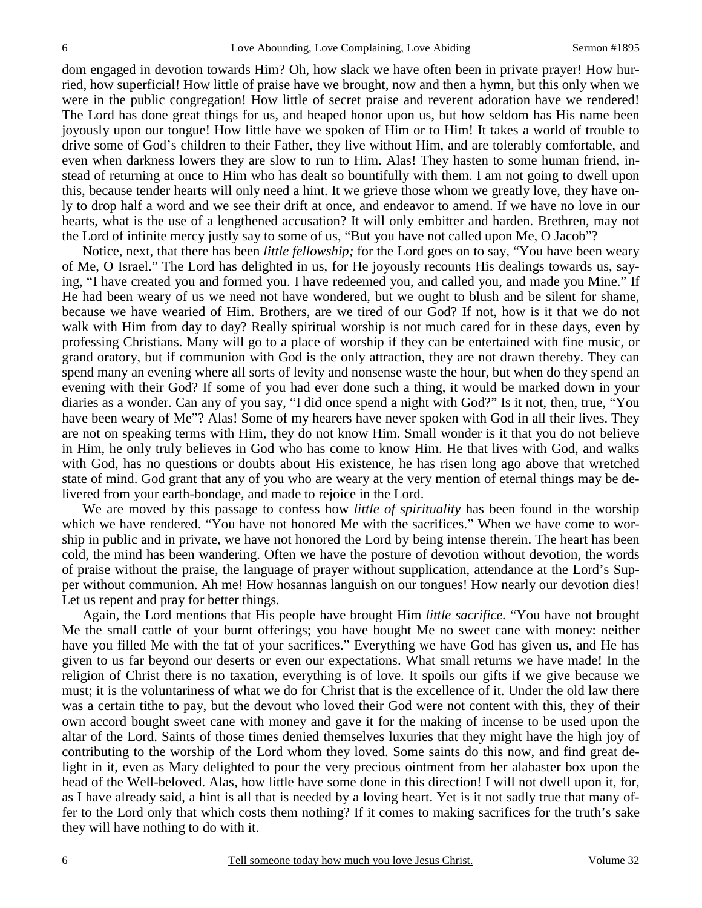dom engaged in devotion towards Him? Oh, how slack we have often been in private prayer! How hurried, how superficial! How little of praise have we brought, now and then a hymn, but this only when we were in the public congregation! How little of secret praise and reverent adoration have we rendered! The Lord has done great things for us, and heaped honor upon us, but how seldom has His name been joyously upon our tongue! How little have we spoken of Him or to Him! It takes a world of trouble to drive some of God's children to their Father, they live without Him, and are tolerably comfortable, and even when darkness lowers they are slow to run to Him. Alas! They hasten to some human friend, instead of returning at once to Him who has dealt so bountifully with them. I am not going to dwell upon this, because tender hearts will only need a hint. It we grieve those whom we greatly love, they have only to drop half a word and we see their drift at once, and endeavor to amend. If we have no love in our hearts, what is the use of a lengthened accusation? It will only embitter and harden. Brethren, may not the Lord of infinite mercy justly say to some of us, "But you have not called upon Me, O Jacob"?

Notice, next, that there has been *little fellowship;* for the Lord goes on to say, "You have been weary of Me, O Israel." The Lord has delighted in us, for He joyously recounts His dealings towards us, saying, "I have created you and formed you. I have redeemed you, and called you, and made you Mine." If He had been weary of us we need not have wondered, but we ought to blush and be silent for shame, because we have wearied of Him. Brothers, are we tired of our God? If not, how is it that we do not walk with Him from day to day? Really spiritual worship is not much cared for in these days, even by professing Christians. Many will go to a place of worship if they can be entertained with fine music, or grand oratory, but if communion with God is the only attraction, they are not drawn thereby. They can spend many an evening where all sorts of levity and nonsense waste the hour, but when do they spend an evening with their God? If some of you had ever done such a thing, it would be marked down in your diaries as a wonder. Can any of you say, "I did once spend a night with God?" Is it not, then, true, "You have been weary of Me"? Alas! Some of my hearers have never spoken with God in all their lives. They are not on speaking terms with Him, they do not know Him. Small wonder is it that you do not believe in Him, he only truly believes in God who has come to know Him. He that lives with God, and walks with God, has no questions or doubts about His existence, he has risen long ago above that wretched state of mind. God grant that any of you who are weary at the very mention of eternal things may be delivered from your earth-bondage, and made to rejoice in the Lord.

We are moved by this passage to confess how *little of spirituality* has been found in the worship which we have rendered. "You have not honored Me with the sacrifices." When we have come to worship in public and in private, we have not honored the Lord by being intense therein. The heart has been cold, the mind has been wandering. Often we have the posture of devotion without devotion, the words of praise without the praise, the language of prayer without supplication, attendance at the Lord's Supper without communion. Ah me! How hosannas languish on our tongues! How nearly our devotion dies! Let us repent and pray for better things.

Again, the Lord mentions that His people have brought Him *little sacrifice.* "You have not brought Me the small cattle of your burnt offerings; you have bought Me no sweet cane with money: neither have you filled Me with the fat of your sacrifices." Everything we have God has given us, and He has given to us far beyond our deserts or even our expectations. What small returns we have made! In the religion of Christ there is no taxation, everything is of love. It spoils our gifts if we give because we must; it is the voluntariness of what we do for Christ that is the excellence of it. Under the old law there was a certain tithe to pay, but the devout who loved their God were not content with this, they of their own accord bought sweet cane with money and gave it for the making of incense to be used upon the altar of the Lord. Saints of those times denied themselves luxuries that they might have the high joy of contributing to the worship of the Lord whom they loved. Some saints do this now, and find great delight in it, even as Mary delighted to pour the very precious ointment from her alabaster box upon the head of the Well-beloved. Alas, how little have some done in this direction! I will not dwell upon it, for, as I have already said, a hint is all that is needed by a loving heart. Yet is it not sadly true that many offer to the Lord only that which costs them nothing? If it comes to making sacrifices for the truth's sake they will have nothing to do with it.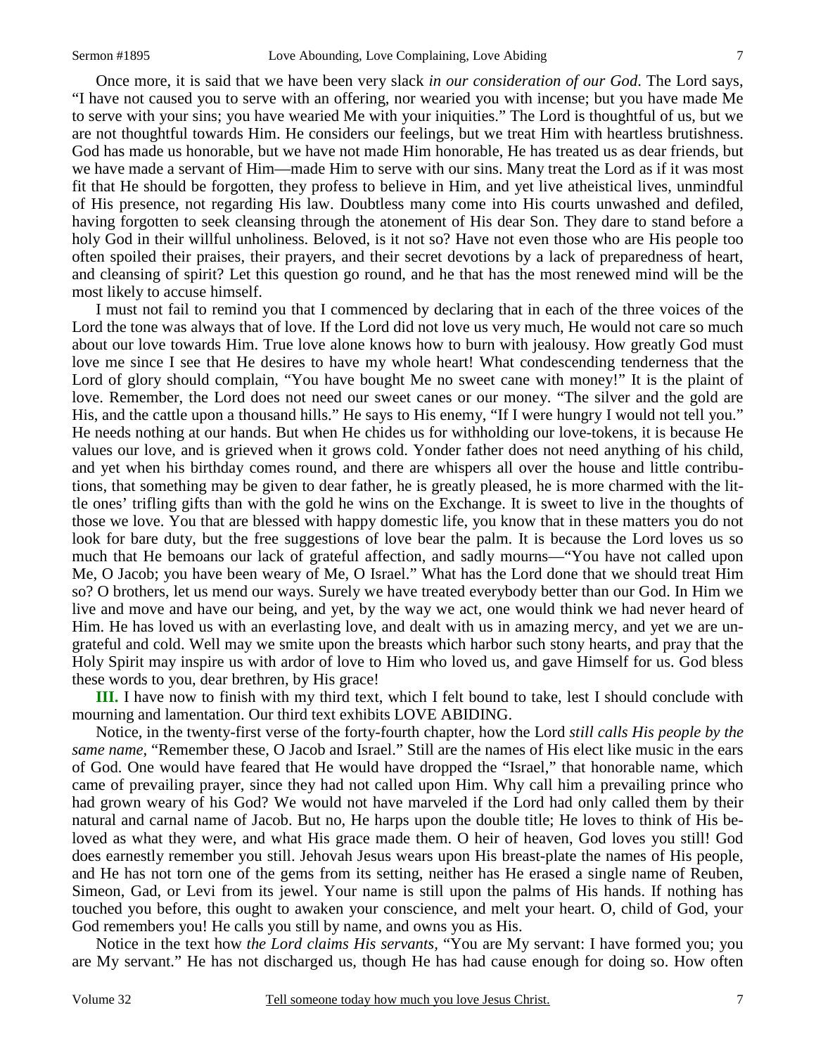Once more, it is said that we have been very slack *in our consideration of our God*. The Lord says, "I have not caused you to serve with an offering, nor wearied you with incense; but you have made Me to serve with your sins; you have wearied Me with your iniquities." The Lord is thoughtful of us, but we are not thoughtful towards Him. He considers our feelings, but we treat Him with heartless brutishness. God has made us honorable, but we have not made Him honorable, He has treated us as dear friends, but we have made a servant of Him—made Him to serve with our sins. Many treat the Lord as if it was most fit that He should be forgotten, they profess to believe in Him, and yet live atheistical lives, unmindful of His presence, not regarding His law. Doubtless many come into His courts unwashed and defiled, having forgotten to seek cleansing through the atonement of His dear Son. They dare to stand before a holy God in their willful unholiness. Beloved, is it not so? Have not even those who are His people too often spoiled their praises, their prayers, and their secret devotions by a lack of preparedness of heart, and cleansing of spirit? Let this question go round, and he that has the most renewed mind will be the most likely to accuse himself.

I must not fail to remind you that I commenced by declaring that in each of the three voices of the Lord the tone was always that of love. If the Lord did not love us very much, He would not care so much about our love towards Him. True love alone knows how to burn with jealousy. How greatly God must love me since I see that He desires to have my whole heart! What condescending tenderness that the Lord of glory should complain, "You have bought Me no sweet cane with money!" It is the plaint of love. Remember, the Lord does not need our sweet canes or our money. "The silver and the gold are His, and the cattle upon a thousand hills." He says to His enemy, "If I were hungry I would not tell you." He needs nothing at our hands. But when He chides us for withholding our love-tokens, it is because He values our love, and is grieved when it grows cold. Yonder father does not need anything of his child, and yet when his birthday comes round, and there are whispers all over the house and little contributions, that something may be given to dear father, he is greatly pleased, he is more charmed with the little ones' trifling gifts than with the gold he wins on the Exchange. It is sweet to live in the thoughts of those we love. You that are blessed with happy domestic life, you know that in these matters you do not look for bare duty, but the free suggestions of love bear the palm. It is because the Lord loves us so much that He bemoans our lack of grateful affection, and sadly mourns—"You have not called upon Me, O Jacob; you have been weary of Me, O Israel." What has the Lord done that we should treat Him so? O brothers, let us mend our ways. Surely we have treated everybody better than our God. In Him we live and move and have our being, and yet, by the way we act, one would think we had never heard of Him. He has loved us with an everlasting love, and dealt with us in amazing mercy, and yet we are ungrateful and cold. Well may we smite upon the breasts which harbor such stony hearts, and pray that the Holy Spirit may inspire us with ardor of love to Him who loved us, and gave Himself for us. God bless these words to you, dear brethren, by His grace!

**III.** I have now to finish with my third text, which I felt bound to take, lest I should conclude with mourning and lamentation. Our third text exhibits LOVE ABIDING.

Notice, in the twenty-first verse of the forty-fourth chapter, how the Lord *still calls His people by the same name,* "Remember these, O Jacob and Israel." Still are the names of His elect like music in the ears of God. One would have feared that He would have dropped the "Israel," that honorable name, which came of prevailing prayer, since they had not called upon Him. Why call him a prevailing prince who had grown weary of his God? We would not have marveled if the Lord had only called them by their natural and carnal name of Jacob. But no, He harps upon the double title; He loves to think of His beloved as what they were, and what His grace made them. O heir of heaven, God loves you still! God does earnestly remember you still. Jehovah Jesus wears upon His breast-plate the names of His people, and He has not torn one of the gems from its setting, neither has He erased a single name of Reuben, Simeon, Gad, or Levi from its jewel. Your name is still upon the palms of His hands. If nothing has touched you before, this ought to awaken your conscience, and melt your heart. O, child of God, your God remembers you! He calls you still by name, and owns you as His.

Notice in the text how *the Lord claims His servants,* "You are My servant: I have formed you; you are My servant." He has not discharged us, though He has had cause enough for doing so. How often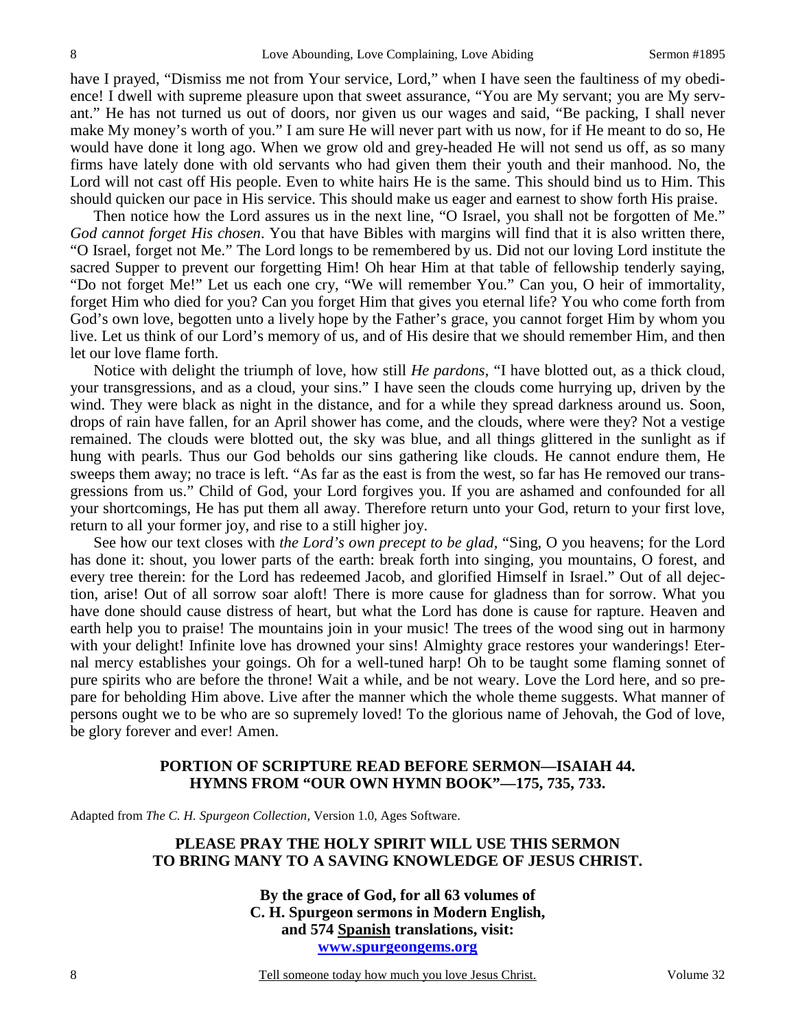have I prayed, "Dismiss me not from Your service, Lord," when I have seen the faultiness of my obedience! I dwell with supreme pleasure upon that sweet assurance, "You are My servant; you are My servant." He has not turned us out of doors, nor given us our wages and said, "Be packing, I shall never make My money's worth of you." I am sure He will never part with us now, for if He meant to do so, He would have done it long ago. When we grow old and grey-headed He will not send us off, as so many firms have lately done with old servants who had given them their youth and their manhood. No, the Lord will not cast off His people. Even to white hairs He is the same. This should bind us to Him. This should quicken our pace in His service. This should make us eager and earnest to show forth His praise.

Then notice how the Lord assures us in the next line, "O Israel, you shall not be forgotten of Me." *God cannot forget His chosen*. You that have Bibles with margins will find that it is also written there, "O Israel, forget not Me." The Lord longs to be remembered by us. Did not our loving Lord institute the sacred Supper to prevent our forgetting Him! Oh hear Him at that table of fellowship tenderly saying, "Do not forget Me!" Let us each one cry, "We will remember You." Can you, O heir of immortality, forget Him who died for you? Can you forget Him that gives you eternal life? You who come forth from God's own love, begotten unto a lively hope by the Father's grace, you cannot forget Him by whom you live. Let us think of our Lord's memory of us, and of His desire that we should remember Him, and then let our love flame forth.

Notice with delight the triumph of love, how still *He pardons*, "I have blotted out, as a thick cloud, your transgressions, and as a cloud, your sins." I have seen the clouds come hurrying up, driven by the wind. They were black as night in the distance, and for a while they spread darkness around us. Soon, drops of rain have fallen, for an April shower has come, and the clouds, where were they? Not a vestige remained. The clouds were blotted out, the sky was blue, and all things glittered in the sunlight as if hung with pearls. Thus our God beholds our sins gathering like clouds. He cannot endure them, He sweeps them away; no trace is left. "As far as the east is from the west, so far has He removed our transgressions from us." Child of God, your Lord forgives you. If you are ashamed and confounded for all your shortcomings, He has put them all away. Therefore return unto your God, return to your first love, return to all your former joy, and rise to a still higher joy.

See how our text closes with *the Lord's own precept to be glad*, "Sing, O you heavens; for the Lord has done it: shout, you lower parts of the earth: break forth into singing, you mountains, O forest, and every tree therein: for the Lord has redeemed Jacob, and glorified Himself in Israel." Out of all dejection, arise! Out of all sorrow soar aloft! There is more cause for gladness than for sorrow. What you have done should cause distress of heart, but what the Lord has done is cause for rapture. Heaven and earth help you to praise! The mountains join in your music! The trees of the wood sing out in harmony with your delight! Infinite love has drowned your sins! Almighty grace restores your wanderings! Eternal mercy establishes your goings. Oh for a well-tuned harp! Oh to be taught some flaming sonnet of pure spirits who are before the throne! Wait a while, and be not weary. Love the Lord here, and so prepare for beholding Him above. Live after the manner which the whole theme suggests. What manner of persons ought we to be who are so supremely loved! To the glorious name of Jehovah, the God of love, be glory forever and ever! Amen.

**PORTION OF SCRIPTURE READ BEFORE SERMON—ISAIAH 44.**
**HYMNS FROM "OUR OWN HYMN BOOK"—175, 735, 733.**

Adapted from *The C. H. Spurgeon Collection*, Version 1.0, Ages Software.

**PLEASE PRAY THE HOLY SPIRIT WILL USE THIS SERMON TO BRING MANY TO A SAVING KNOWLEDGE OF JESUS CHRIST.**

**By the grace of God, for all 63 volumes of C. H. Spurgeon sermons in Modern English, and 574 Spanish translations, visit: www.spurgeongems.org**

Tell someone today how much you love Jesus Christ.